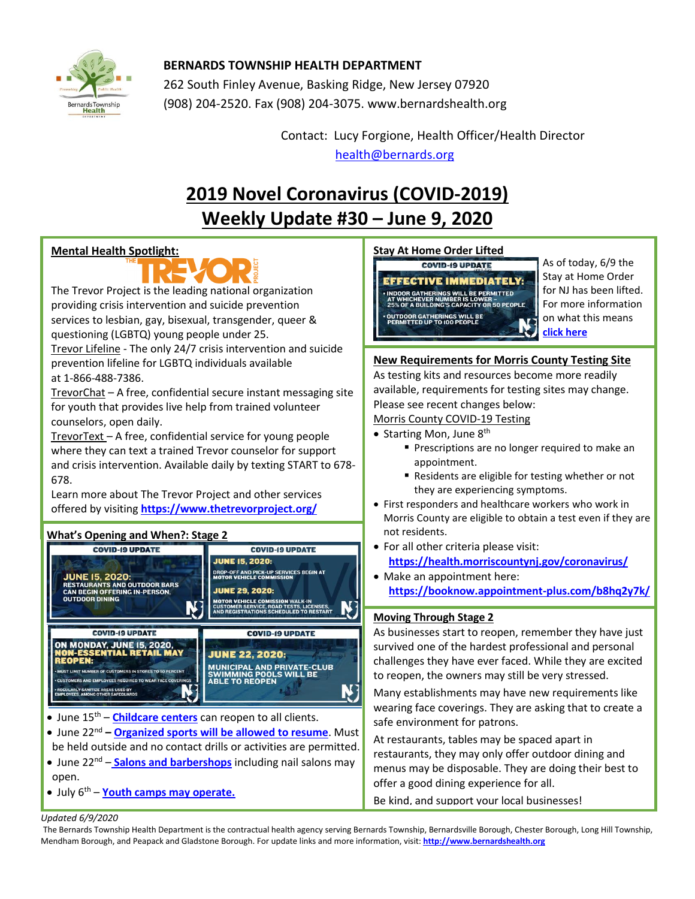**BERNARDS TOWNSHIP HEALTH DEPARTMENT**

262 South Finley Avenue, Basking Ridge, New Jersey 07920
(908) 204-2520. Fax (908) 204-3075. www.bernardshealth.org

Contact: Lucy Forgione, Health Officer/Health Director
health@bernards.org

# 2019 Novel Coronavirus (COVID-2019)
# Weekly Update #30 – June 9, 2020

## Mental Health Spotlight:

The Trevor Project is the leading national organization providing crisis intervention and suicide prevention services to lesbian, gay, bisexual, transgender, queer & questioning (LGBTQ) young people under 25.

Trevor Lifeline - The only 24/7 crisis intervention and suicide prevention lifeline for LGBTQ individuals available at 1-866-488-7386.

TrevorChat – A free, confidential secure instant messaging site for youth that provides live help from trained volunteer counselors, open daily.

TrevorText – A free, confidential service for young people where they can text a trained Trevor counselor for support and crisis intervention. Available daily by texting START to 678-678.

Learn more about The Trevor Project and other services offered by visiting **https://www.thetrevorproject.org/**

## What's Opening and When?: Stage 2

- June 15th – **Childcare centers** can reopen to all clients.
- June 22nd – **Organized sports will be allowed to resume**. Must be held outside and no contact drills or activities are permitted.
- June 22nd – **Salons and barbershops** including nail salons may open.
- July 6th – **Youth camps may operate.**

## Stay At Home Order Lifted

As of today, 6/9 the Stay at Home Order for NJ has been lifted. For more information on what this means **click here**

## New Requirements for Morris County Testing Site

As testing kits and resources become more readily available, requirements for testing sites may change. Please see recent changes below:

Morris County COVID-19 Testing

- Starting Mon, June 8th
  - Prescriptions are no longer required to make an appointment.
  - Residents are eligible for testing whether or not they are experiencing symptoms.
- First responders and healthcare workers who work in Morris County are eligible to obtain a test even if they are not residents.
- For all other criteria please visit: **https://health.morriscountynj.gov/coronavirus/**
- Make an appointment here: **https://booknow.appointment-plus.com/b8hq2y7k/**

## Moving Through Stage 2

As businesses start to reopen, remember they have just survived one of the hardest professional and personal challenges they have ever faced. While they are excited to reopen, the owners may still be very stressed.

Many establishments may have new requirements like wearing face coverings. They are asking that to create a safe environment for patrons.

At restaurants, tables may be spaced apart in restaurants, they may only offer outdoor dining and menus may be disposable. They are doing their best to offer a good dining experience for all.

Be kind, and support your local businesses!

*Updated 6/9/2020*

The Bernards Township Health Department is the contractual health agency serving Bernards Township, Bernardsville Borough, Chester Borough, Long Hill Township, Mendham Borough, and Peapack and Gladstone Borough. For update links and more information, visit: **http://www.bernardshealth.org**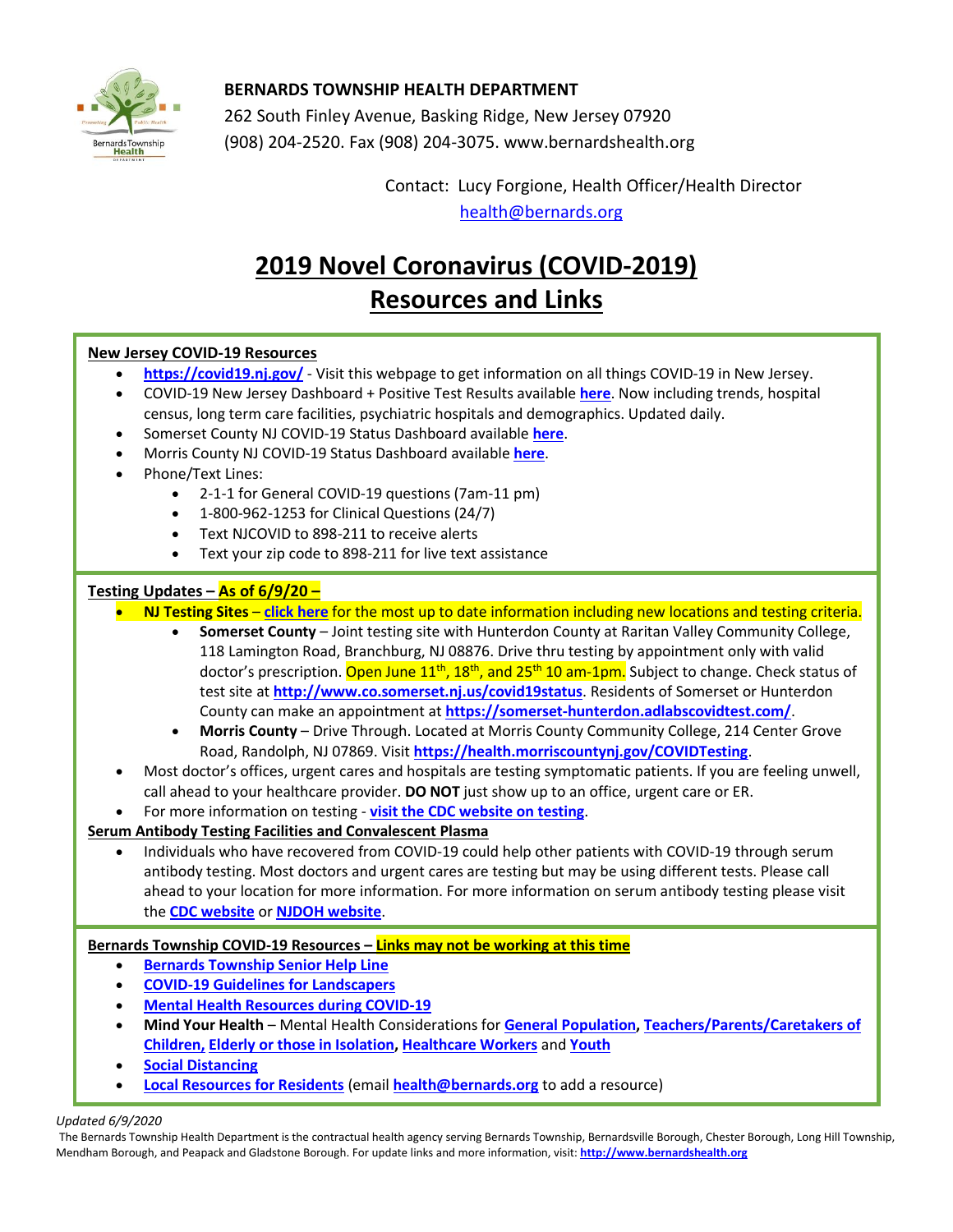**BERNARDS TOWNSHIP HEALTH DEPARTMENT**

262 South Finley Avenue, Basking Ridge, New Jersey 07920

(908) 204-2520. Fax (908) 204-3075. www.bernardshealth.org

Contact: Lucy Forgione, Health Officer/Health Director

health@bernards.org

# 2019 Novel Coronavirus (COVID-2019) Resources and Links

**New Jersey COVID-19 Resources**

- **https://covid19.nj.gov/** - Visit this webpage to get information on all things COVID-19 in New Jersey.
- COVID-19 New Jersey Dashboard + Positive Test Results available **here**. Now including trends, hospital census, long term care facilities, psychiatric hospitals and demographics. Updated daily.
- Somerset County NJ COVID-19 Status Dashboard available **here**.
- Morris County NJ COVID-19 Status Dashboard available **here**.
- Phone/Text Lines:
  - 2-1-1 for General COVID-19 questions (7am-11 pm)
  - 1-800-962-1253 for Clinical Questions (24/7)
  - Text NJCOVID to 898-211 to receive alerts
  - Text your zip code to 898-211 for live text assistance

**Testing Updates – As of 6/9/20 –**

- **NJ Testing Sites** – **click here** for the most up to date information including new locations and testing criteria.
  - **Somerset County** – Joint testing site with Hunterdon County at Raritan Valley Community College, 118 Lamington Road, Branchburg, NJ 08876. Drive thru testing by appointment only with valid doctor's prescription. Open June 11th, 18th, and 25th 10 am-1pm. Subject to change. Check status of test site at **http://www.co.somerset.nj.us/covid19status**. Residents of Somerset or Hunterdon County can make an appointment at **https://somerset-hunterdon.adlabscovidtest.com/**.
  - **Morris County** – Drive Through. Located at Morris County Community College, 214 Center Grove Road, Randolph, NJ 07869. Visit **https://health.morriscountynj.gov/COVIDTesting**.
- Most doctor's offices, urgent cares and hospitals are testing symptomatic patients. If you are feeling unwell, call ahead to your healthcare provider. **DO NOT** just show up to an office, urgent care or ER.
- For more information on testing - **visit the CDC website on testing**.

**Serum Antibody Testing Facilities and Convalescent Plasma**

- Individuals who have recovered from COVID-19 could help other patients with COVID-19 through serum antibody testing. Most doctors and urgent cares are testing but may be using different tests. Please call ahead to your location for more information. For more information on serum antibody testing please visit the **CDC website** or **NJDOH website**.

**Bernards Township COVID-19 Resources – Links may not be working at this time**

- **Bernards Township Senior Help Line**
- **COVID-19 Guidelines for Landscapers**
- **Mental Health Resources during COVID-19**
- **Mind Your Health** – Mental Health Considerations for **General Population**, **Teachers/Parents/Caretakers of Children, Elderly or those in Isolation**, **Healthcare Workers** and **Youth**
- **Social Distancing**
- **Local Resources for Residents** (email **health@bernards.org** to add a resource)

*Updated 6/9/2020*

The Bernards Township Health Department is the contractual health agency serving Bernards Township, Bernardsville Borough, Chester Borough, Long Hill Township, Mendham Borough, and Peapack and Gladstone Borough. For update links and more information, visit: **http://www.bernardshealth.org**